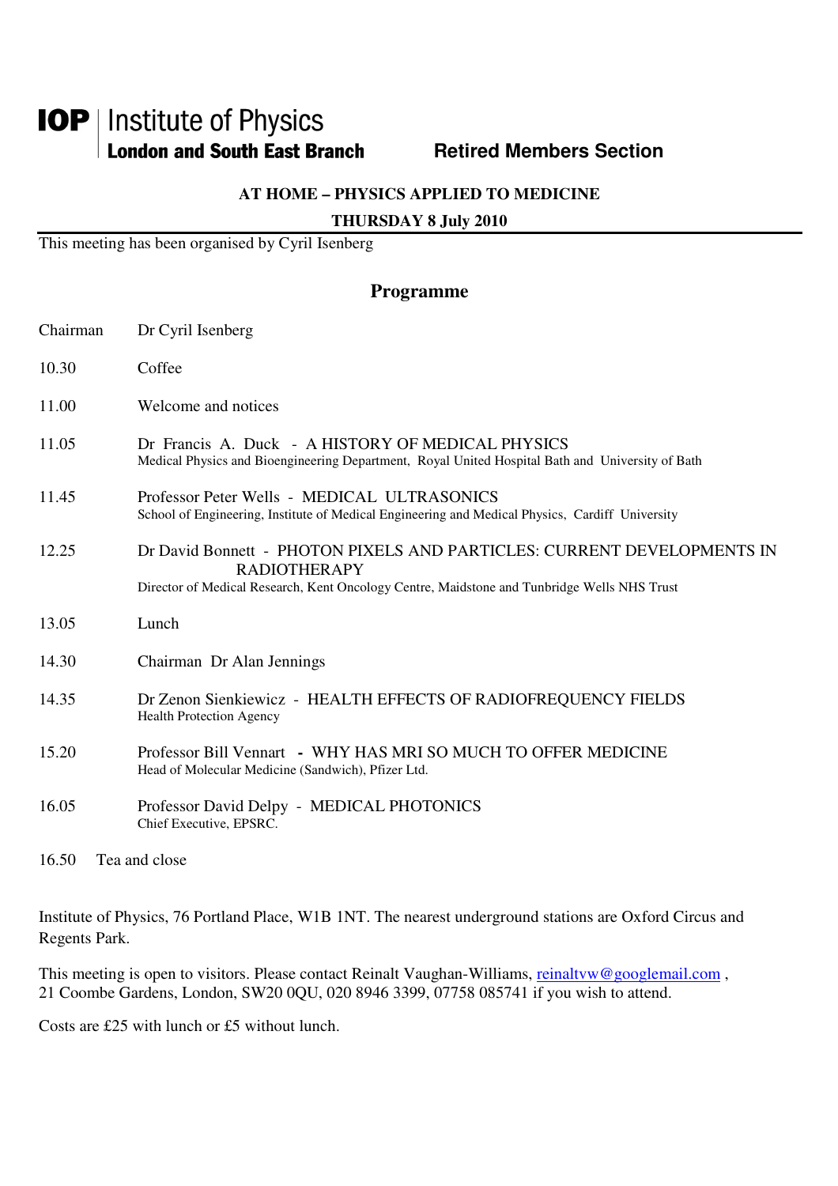**IOP** | Institute of Physics
**London and South East Branch** **Retired Members Section**

**AT HOME – PHYSICS APPLIED TO MEDICINE**

**THURSDAY 8 July 2010**

This meeting has been organised by Cyril Isenberg

## Programme

| | |
|---|---|
| Chairman | Dr Cyril Isenberg |
| 10.30 | Coffee |
| 11.00 | Welcome and notices |
| 11.05 | Dr Francis A. Duck - A HISTORY OF MEDICAL PHYSICS<br>Medical Physics and Bioengineering Department, Royal United Hospital Bath and University of Bath |
| 11.45 | Professor Peter Wells - MEDICAL ULTRASONICS<br>School of Engineering, Institute of Medical Engineering and Medical Physics, Cardiff University |
| 12.25 | Dr David Bonnett - PHOTON PIXELS AND PARTICLES: CURRENT DEVELOPMENTS IN RADIOTHERAPY<br>Director of Medical Research, Kent Oncology Centre, Maidstone and Tunbridge Wells NHS Trust |
| 13.05 | Lunch |
| 14.30 | Chairman Dr Alan Jennings |
| 14.35 | Dr Zenon Sienkiewicz - HEALTH EFFECTS OF RADIOFREQUENCY FIELDS<br>Health Protection Agency |
| 15.20 | Professor Bill Vennart **-** WHY HAS MRI SO MUCH TO OFFER MEDICINE<br>Head of Molecular Medicine (Sandwich), Pfizer Ltd. |
| 16.05 | Professor David Delpy - MEDICAL PHOTONICS<br>Chief Executive, EPSRC. |
| 16.50 | Tea and close |

Institute of Physics, 76 Portland Place, W1B 1NT. The nearest underground stations are Oxford Circus and Regents Park.

This meeting is open to visitors. Please contact Reinalt Vaughan-Williams, reinaltvw@googlemail.com , 21 Coombe Gardens, London, SW20 0QU, 020 8946 3399, 07758 085741 if you wish to attend.

Costs are £25 with lunch or £5 without lunch.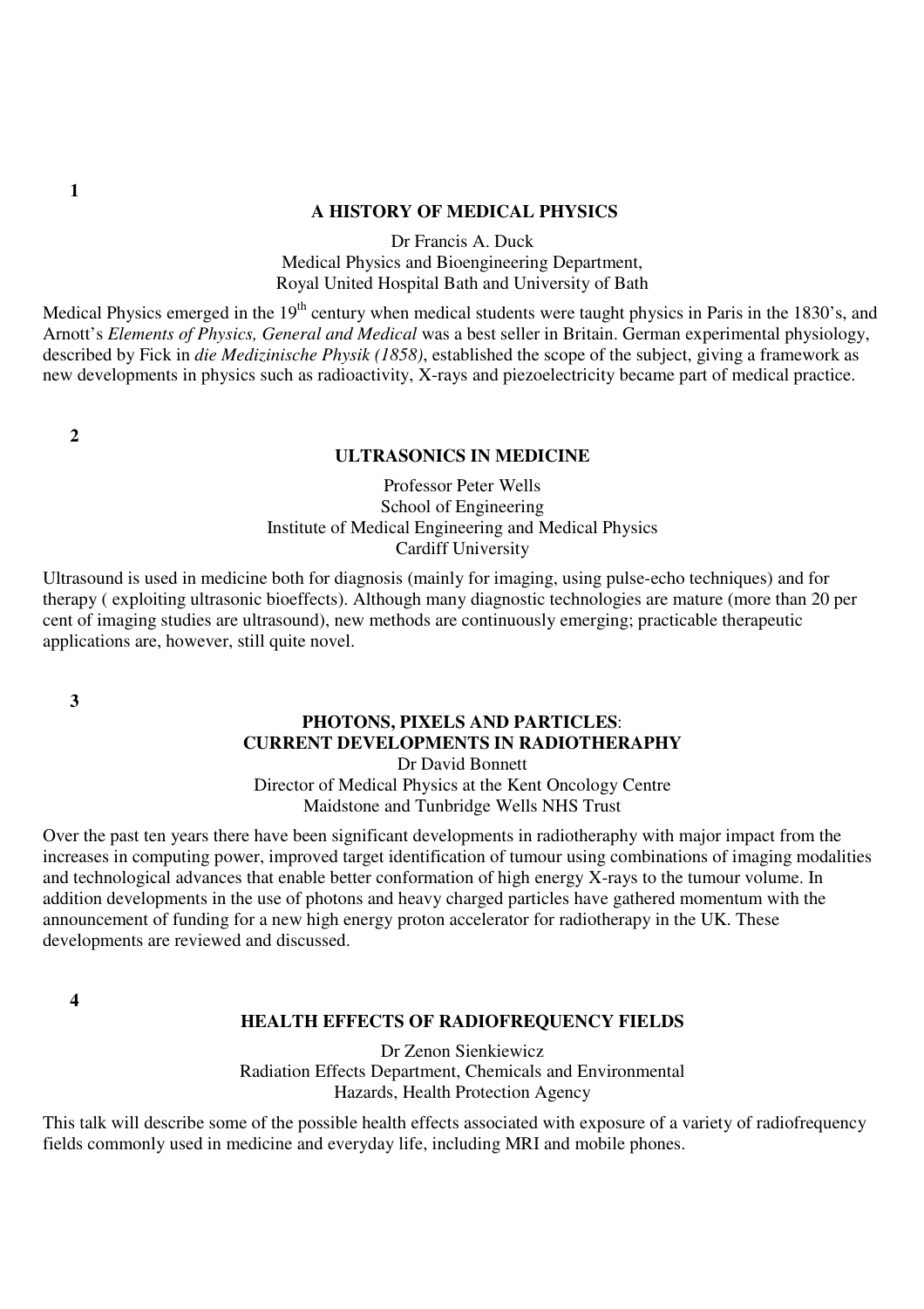**1**

## A HISTORY OF MEDICAL PHYSICS

Dr Francis A. Duck
Medical Physics and Bioengineering Department,
Royal United Hospital Bath and University of Bath

Medical Physics emerged in the 19$^{th}$ century when medical students were taught physics in Paris in the 1830's, and Arnott's *Elements of Physics, General and Medical* was a best seller in Britain. German experimental physiology, described by Fick in *die Medizinische Physik (1858)*, established the scope of the subject, giving a framework as new developments in physics such as radioactivity, X-rays and piezoelectricity became part of medical practice.

**2**

## ULTRASONICS IN MEDICINE

Professor Peter Wells
School of Engineering
Institute of Medical Engineering and Medical Physics
Cardiff University

Ultrasound is used in medicine both for diagnosis (mainly for imaging, using pulse-echo techniques) and for therapy ( exploiting ultrasonic bioeffects). Although many diagnostic technologies are mature (more than 20 per cent of imaging studies are ultrasound), new methods are continuously emerging; practicable therapeutic applications are, however, still quite novel.

**3**

## PHOTONS, PIXELS AND PARTICLES: CURRENT DEVELOPMENTS IN RADIOTHERAPHY

Dr David Bonnett
Director of Medical Physics at the Kent Oncology Centre
Maidstone and Tunbridge Wells NHS Trust

Over the past ten years there have been significant developments in radiotheraphy with major impact from the increases in computing power, improved target identification of tumour using combinations of imaging modalities and technological advances that enable better conformation of high energy X-rays to the tumour volume. In addition developments in the use of photons and heavy charged particles have gathered momentum with the announcement of funding for a new high energy proton accelerator for radiotherapy in the UK. These developments are reviewed and discussed.

**4**

## HEALTH EFFECTS OF RADIOFREQUENCY FIELDS

Dr Zenon Sienkiewicz
Radiation Effects Department, Chemicals and Environmental
Hazards, Health Protection Agency

This talk will describe some of the possible health effects associated with exposure of a variety of radiofrequency fields commonly used in medicine and everyday life, including MRI and mobile phones.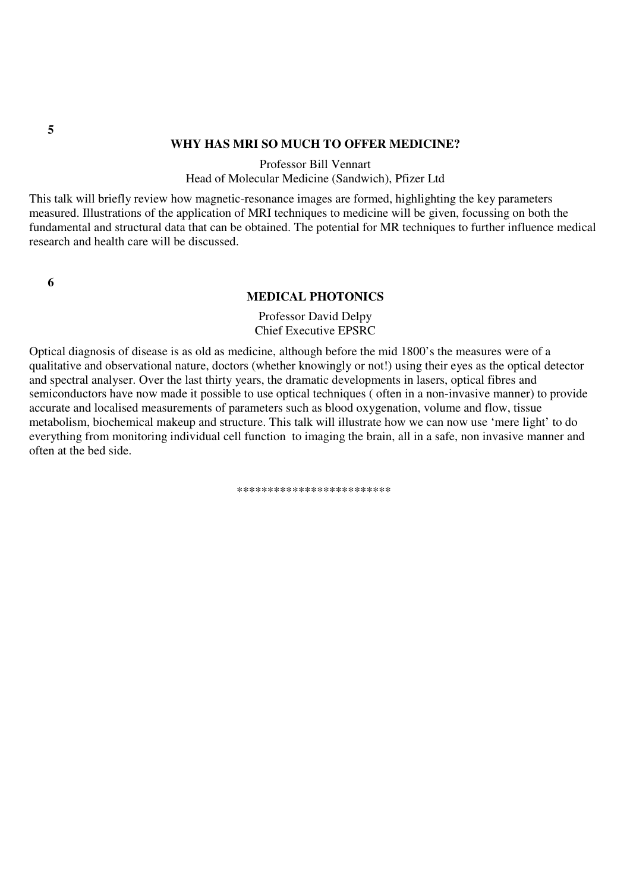**5**

## WHY HAS MRI SO MUCH TO OFFER MEDICINE?

Professor Bill Vennart
Head of Molecular Medicine (Sandwich), Pfizer Ltd

This talk will briefly review how magnetic-resonance images are formed, highlighting the key parameters measured. Illustrations of the application of MRI techniques to medicine will be given, focussing on both the fundamental and structural data that can be obtained. The potential for MR techniques to further influence medical research and health care will be discussed.

**6**

## MEDICAL PHOTONICS

Professor David Delpy
Chief Executive EPSRC

Optical diagnosis of disease is as old as medicine, although before the mid 1800's the measures were of a qualitative and observational nature, doctors (whether knowingly or not!) using their eyes as the optical detector and spectral analyser. Over the last thirty years, the dramatic developments in lasers, optical fibres and semiconductors have now made it possible to use optical techniques ( often in a non-invasive manner) to provide accurate and localised measurements of parameters such as blood oxygenation, volume and flow, tissue metabolism, biochemical makeup and structure. This talk will illustrate how we can now use 'mere light' to do everything from monitoring individual cell function to imaging the brain, all in a safe, non invasive manner and often at the bed side.

*************************